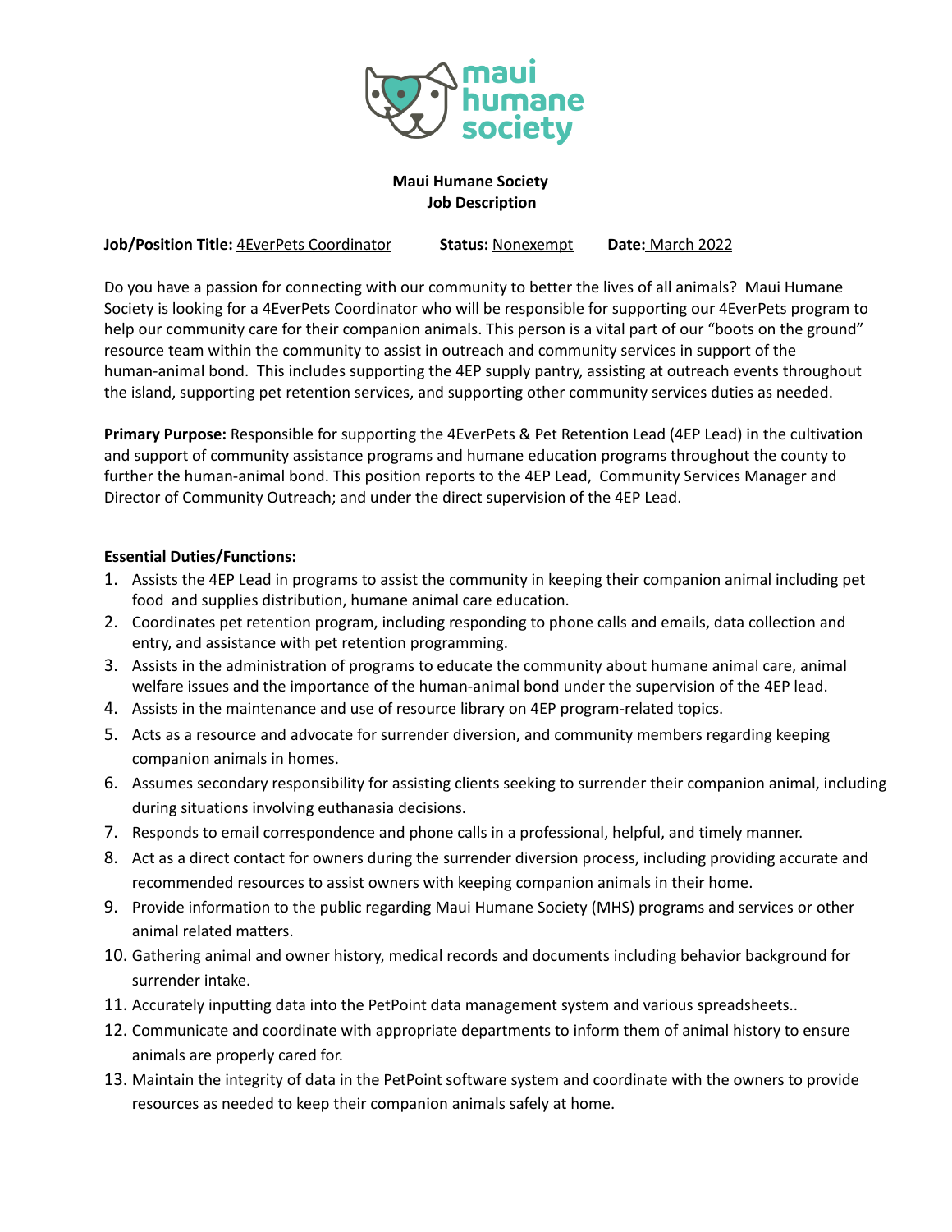**Maui Humane Society**
**Job Description**

**Job/Position Title:** 4EverPets Coordinator **Status:** Nonexempt **Date:** March 2022

Do you have a passion for connecting with our community to better the lives of all animals? Maui Humane Society is looking for a 4EverPets Coordinator who will be responsible for supporting our 4EverPets program to help our community care for their companion animals. This person is a vital part of our "boots on the ground" resource team within the community to assist in outreach and community services in support of the human-animal bond. This includes supporting the 4EP supply pantry, assisting at outreach events throughout the island, supporting pet retention services, and supporting other community services duties as needed.

**Primary Purpose:** Responsible for supporting the 4EverPets & Pet Retention Lead (4EP Lead) in the cultivation and support of community assistance programs and humane education programs throughout the county to further the human-animal bond. This position reports to the 4EP Lead, Community Services Manager and Director of Community Outreach; and under the direct supervision of the 4EP Lead.

**Essential Duties/Functions:**

1. Assists the 4EP Lead in programs to assist the community in keeping their companion animal including pet food and supplies distribution, humane animal care education.
2. Coordinates pet retention program, including responding to phone calls and emails, data collection and entry, and assistance with pet retention programming.
3. Assists in the administration of programs to educate the community about humane animal care, animal welfare issues and the importance of the human-animal bond under the supervision of the 4EP lead.
4. Assists in the maintenance and use of resource library on 4EP program-related topics.
5. Acts as a resource and advocate for surrender diversion, and community members regarding keeping companion animals in homes.
6. Assumes secondary responsibility for assisting clients seeking to surrender their companion animal, including during situations involving euthanasia decisions.
7. Responds to email correspondence and phone calls in a professional, helpful, and timely manner.
8. Act as a direct contact for owners during the surrender diversion process, including providing accurate and recommended resources to assist owners with keeping companion animals in their home.
9. Provide information to the public regarding Maui Humane Society (MHS) programs and services or other animal related matters.
10. Gathering animal and owner history, medical records and documents including behavior background for surrender intake.
11. Accurately inputting data into the PetPoint data management system and various spreadsheets..
12. Communicate and coordinate with appropriate departments to inform them of animal history to ensure animals are properly cared for.
13. Maintain the integrity of data in the PetPoint software system and coordinate with the owners to provide resources as needed to keep their companion animals safely at home.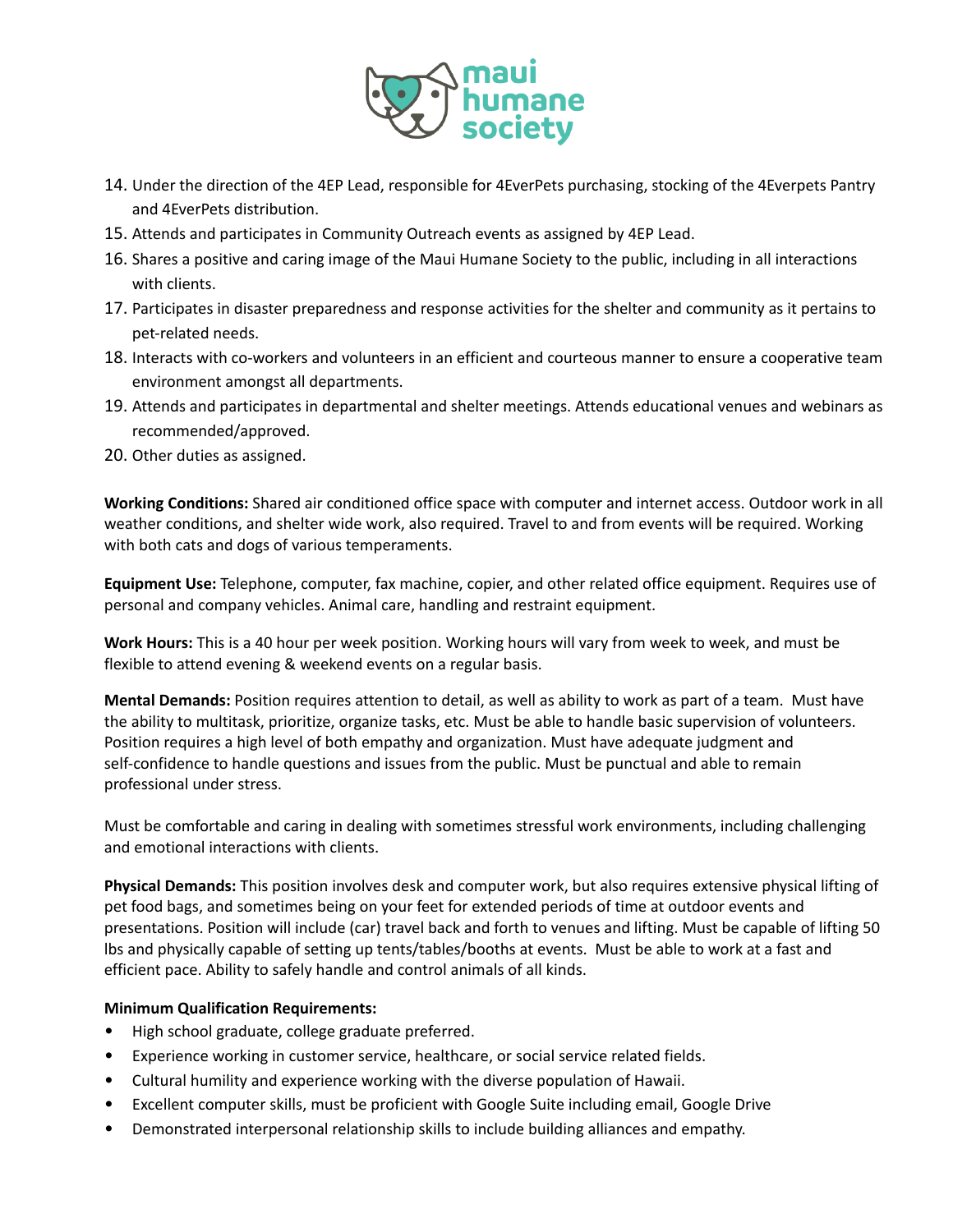14. Under the direction of the 4EP Lead, responsible for 4EverPets purchasing, stocking of the 4Everpets Pantry and 4EverPets distribution.
15. Attends and participates in Community Outreach events as assigned by 4EP Lead.
16. Shares a positive and caring image of the Maui Humane Society to the public, including in all interactions with clients.
17. Participates in disaster preparedness and response activities for the shelter and community as it pertains to pet-related needs.
18. Interacts with co-workers and volunteers in an efficient and courteous manner to ensure a cooperative team environment amongst all departments.
19. Attends and participates in departmental and shelter meetings. Attends educational venues and webinars as recommended/approved.
20. Other duties as assigned.

**Working Conditions:** Shared air conditioned office space with computer and internet access. Outdoor work in all weather conditions, and shelter wide work, also required. Travel to and from events will be required. Working with both cats and dogs of various temperaments.

**Equipment Use:** Telephone, computer, fax machine, copier, and other related office equipment. Requires use of personal and company vehicles. Animal care, handling and restraint equipment.

**Work Hours:** This is a 40 hour per week position. Working hours will vary from week to week, and must be flexible to attend evening & weekend events on a regular basis.

**Mental Demands:** Position requires attention to detail, as well as ability to work as part of a team. Must have the ability to multitask, prioritize, organize tasks, etc. Must be able to handle basic supervision of volunteers. Position requires a high level of both empathy and organization. Must have adequate judgment and self-confidence to handle questions and issues from the public. Must be punctual and able to remain professional under stress.

Must be comfortable and caring in dealing with sometimes stressful work environments, including challenging and emotional interactions with clients.

**Physical Demands:** This position involves desk and computer work, but also requires extensive physical lifting of pet food bags, and sometimes being on your feet for extended periods of time at outdoor events and presentations. Position will include (car) travel back and forth to venues and lifting. Must be capable of lifting 50 lbs and physically capable of setting up tents/tables/booths at events. Must be able to work at a fast and efficient pace. Ability to safely handle and control animals of all kinds.

**Minimum Qualification Requirements:**

- High school graduate, college graduate preferred.
- Experience working in customer service, healthcare, or social service related fields.
- Cultural humility and experience working with the diverse population of Hawaii.
- Excellent computer skills, must be proficient with Google Suite including email, Google Drive
- Demonstrated interpersonal relationship skills to include building alliances and empathy.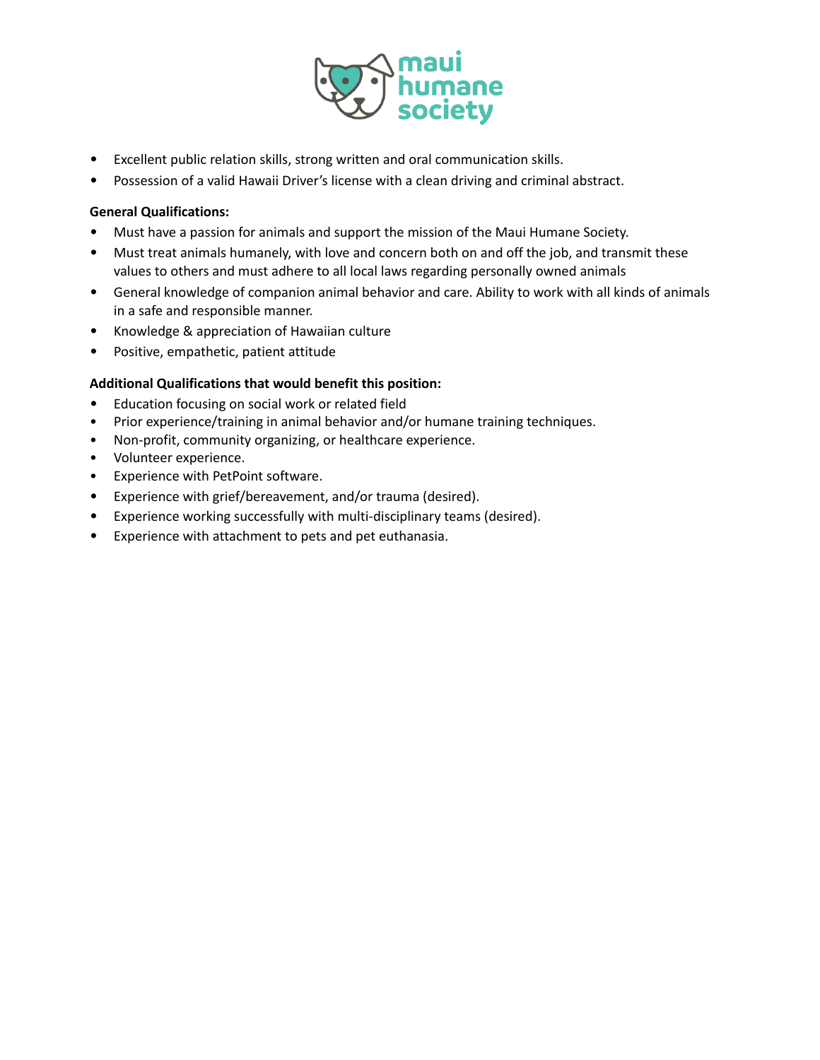- Excellent public relation skills, strong written and oral communication skills.
- Possession of a valid Hawaii Driver's license with a clean driving and criminal abstract.

**General Qualifications:**

- Must have a passion for animals and support the mission of the Maui Humane Society.
- Must treat animals humanely, with love and concern both on and off the job, and transmit these values to others and must adhere to all local laws regarding personally owned animals
- General knowledge of companion animal behavior and care. Ability to work with all kinds of animals in a safe and responsible manner.
- Knowledge & appreciation of Hawaiian culture
- Positive, empathetic, patient attitude

**Additional Qualifications that would benefit this position:**

- Education focusing on social work or related field
- Prior experience/training in animal behavior and/or humane training techniques.
- Non-profit, community organizing, or healthcare experience.
- Volunteer experience.
- Experience with PetPoint software.
- Experience with grief/bereavement, and/or trauma (desired).
- Experience working successfully with multi-disciplinary teams (desired).
- Experience with attachment to pets and pet euthanasia.